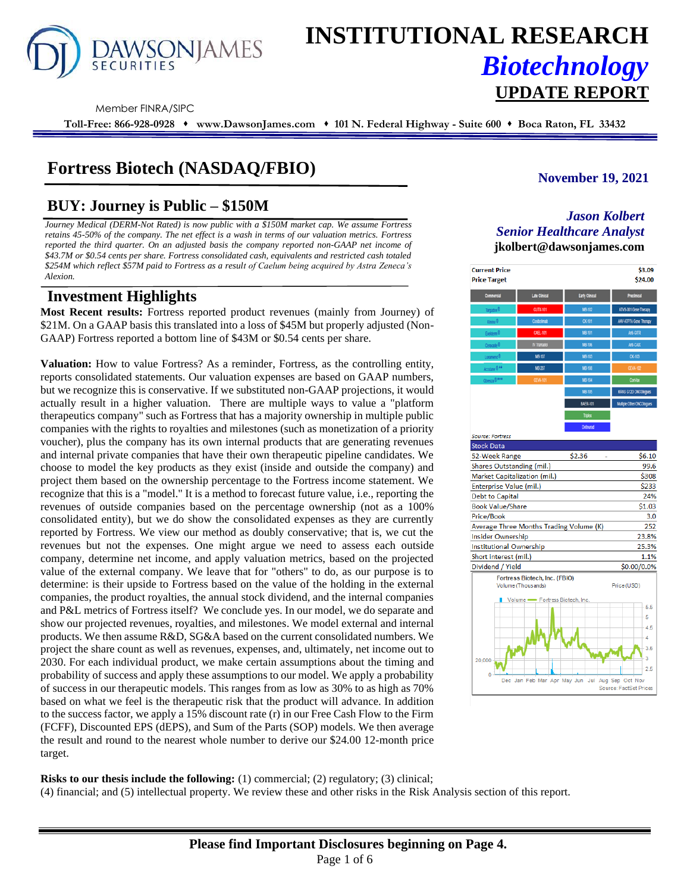# INSTITUTIONAL RESEARCH

## *Biotechnology*

## UPDATE REPORT

Member FINRA/SIPC

**Toll-Free: 866-928-0928 ♦ www.DawsonJames.com ♦ 101 N. Federal Highway - Suite 600 ♦ Boca Raton, FL 33432**

# Fortress Biotech (NASDAQ/FBIO)

**November 19, 2021**

## BUY: Journey is Public – $150M

*Jason Kolbert*
*Senior Healthcare Analyst*
**jkolbert@dawsonjames.com**

*Journey Medical (DERM-Not Rated) is now public with a $150M market cap. We assume Fortress retains 45-50% of the company. The net effect is a wash in terms of our valuation metrics. Fortress reported the third quarter. On an adjusted basis the company reported non-GAAP net income of $43.7M or $0.54 cents per share. Fortress consolidated cash, equivalents and restricted cash totaled $254M which reflect $57M paid to Fortress as a result of Caelum being acquired by Astra Zeneca's Alexion.*

## Investment Highlights

**Most Recent results:** Fortress reported product revenues (mainly from Journey) of $21M. On a GAAP basis this translated into a loss of $45M but properly adjusted (Non-GAAP) Fortress reported a bottom line of $43M or $0.54 cents per share.

**Valuation:** How to value Fortress? As a reminder, Fortress, as the controlling entity, reports consolidated statements. Our valuation expenses are based on GAAP numbers, but we recognize this is conservative. If we substituted non-GAAP projections, it would actually result in a higher valuation. There are multiple ways to value a "platform therapeutics company" such as Fortress that has a majority ownership in multiple public companies with the rights to royalties and milestones (such as monetization of a priority voucher), plus the company has its own internal products that are generating revenues and internal private companies that have their own therapeutic pipeline candidates. We choose to model the key products as they exist (inside and outside the company) and project them based on the ownership percentage to the Fortress income statement. We recognize that this is a "model." It is a method to forecast future value, i.e., reporting the revenues of outside companies based on the percentage ownership (not as a 100% consolidated entity), but we do show the consolidated expenses as they are currently reported by Fortress. We view our method as doubly conservative; that is, we cut the revenues but not the expenses. One might argue we need to assess each outside company, determine net income, and apply valuation metrics, based on the projected value of the external company. We leave that for "others" to do, as our purpose is to determine: is their upside to Fortress based on the value of the holding in the external companies, the product royalties, the annual stock dividend, and the internal companies and P&L metrics of Fortress itself? We conclude yes. In our model, we do separate and show our projected revenues, royalties, and milestones. We model external and internal products. We then assume R&D, SG&A based on the current consolidated numbers. We project the share count as well as revenues, expenses, and, ultimately, net income out to 2030. For each individual product, we make certain assumptions about the timing and probability of success and apply these assumptions to our model. We apply a probability of success in our therapeutic models. This ranges from as low as 30% to as high as 70% based on what we feel is the therapeutic risk that the product will advance. In addition to the success factor, we apply a 15% discount rate (r) in our Free Cash Flow to the Firm (FCFF), Discounted EPS (dEPS), and Sum of the Parts (SOP) models. We then average the result and round to the nearest whole number to derive our $24.00 12-month price target.

| | |
|---|---|
| **Current Price** | **$3.09** |
| **Price Target** | **$24.00** |

| Commercial | Late Clinical | Early Clinical | Preclinical |
|---|---|---|---|
| Targadox® | CUTX-101 | MB-102 | ATVS-001 Gene Therapy |
| Ximino® | Cosibelimab | CK-101 | AAV-ATP7A Gene Therapy |
| Exelderm® | CAEL-101 | MB-101 | Anti-GITR |
| Ceracade® | IV Tramadol | MB-106 | Anti-CAIX |
| Luxamend® | MB-107 | MB-103 | CK-103 |
| Accutane®** | MB-207 | MB-108 | CEVA-102 |
| Qbrexza®*** | CEVA-101 | MB-104 | Cardia |
| | | MB-105 | KRAS G12D ONCOlogues |
| | | BAER-101 | Multiple Other ONCOlogues |
| | | Triplex | |
| | | Defnurad | |

*Source: Fortress*

| Stock Data | | |
|---|---|---|
| 52-Week Range | $2.36 - | $6.10 |
| Shares Outstanding (mil.) | | 99.6 |
| Market Capitalization (mil.) | | $308 |
| Enterprise Value (mil.) | | $233 |
| Debt to Capital | | 24% |
| Book Value/Share | | $1.03 |
| Price/Book | | 3.0 |
| Average Three Months Trading Volume (K) | | 252 |
| Insider Ownership | | 23.8% |
| Institutional Ownership | | 25.3% |
| Short interest (mil.) | | 1.1% |
| Dividend / Yield | | $0.00/0.0% |

Fortress Biotech, Inc. (FBIO)
Source: FactSet Prices

**Risks to our thesis include the following:** (1) commercial; (2) regulatory; (3) clinical; (4) financial; and (5) intellectual property. We review these and other risks in the Risk Analysis section of this report.

**Please find Important Disclosures beginning on Page 4.**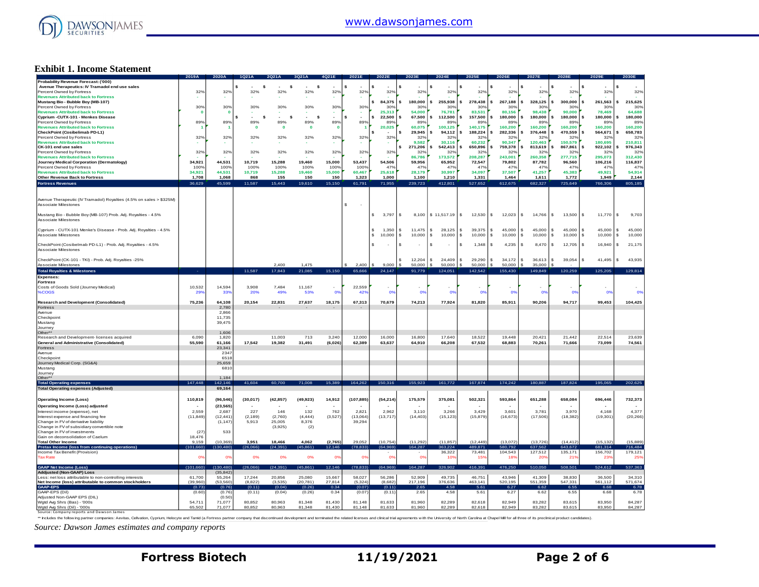## Exhibit 1. Income Statement

| | 2019A | 2020A | 1Q21A | 2Q21A | 3Q21A | 4Q21E | 2021E | 2022E | 2023E | 2024E | 2025E | 2026E | 2027E | 2028E | 2029E | 2030E |
|---|---|---|---|---|---|---|---|---|---|---|---|---|---|---|---|---|
| **Probability Revenue Forecast: ('000)** | | | | | | | | | | | | | | | | |
| **Avenue Therapeutics: IV Tramadol end use sales** | | | $ - | $ - | $ - | $ - | $ - | $ - | $ - | $ - | $ - | $ - | $ - | $ - | $ - | $ - |
| Percent Owned by Fortress | 32% | 32% | 32% | 32% | 32% | 32% | 32% | 32% | 32% | 32% | 32% | 32% | 32% | 32% | 32% | 32% |
| Revenues Attributed back to Fortress | - | - | - | - | - | - | - | - | - | - | - | - | - | - | - | - |
| **Mustang Bio - Bubble Boy (MB-107)** | | | | | | | | $ 84,375 | $ 180,000 | $ 255,938 | $ 278,438 | $ 267,188 | $ 328,125 | $ 300,000 | $ 261,563 | $ 215,625 |
| Percent Owned by Fortress | 30% | 30% | 30% | 30% | 30% | 30% | 30% | 30% | 30% | 30% | 30% | 30% | 30% | 30% | 30% | 30% |
| Revenues Attributed back to Fortress | 0 | 0 | - | - | - | - | - | 25,313 | 54,000 | 76,781 | 83,531 | 80,156 | 98,438 | 90,000 | 78,469 | 64,688 |
| **Cyprium -CUTX-101 - Menkes Disease** | | | $ - | $ - | $ - | $ - | $ - | $ 22,500 | $ 67,500 | $ 112,500 | $ 157,500 | $ 180,000 | $ 180,000 | $ 180,000 | $ 180,000 | $ 180,000 |
| Percent Owned by Fortress | 89% | 89% | 89% | 89% | 89% | 89% | 89% | 89% | 89% | 89% | 89% | 89% | 89% | 89% | 89% | 89% |
| Revenues Attributed back to Fortress | 1 | 1 | 0 | 0 | 0 | 0 | 1 | 20,025 | 60,075 | 100,125 | 140,175 | 160,200 | 160,200 | 160,200 | 160,200 | 160,200 |
| **CheckPoint (Cosibelimab PD-L1)** | | | | | | | | $ - | $ 29,945 | $ 94,112 | $ 188,224 | $ 282,336 | $ 376,448 | $ 470,559 | $ 564,671 | $ 658,783 |
| Percent Owned by Fortress | 32% | 32% | 32% | 32% | 32% | 32% | 32% | 32% | 32% | 32% | 32% | 32% | 32% | 32% | 32% | 32% |
| Revenues Attributed back to Fortress | - | - | - | - | - | - | - | - | 9,582 | 30,116 | 60,232 | 90,347 | 120,463 | 150,579 | 180,695 | 210,811 |
| **CK-101 end use sales** | | | | | | | | | $ 271,206 | $ 542,413 | $ 650,896 | $ 759,378 | $ 813,619 | $ 867,861 | $ 922,102 | $ 976,343 |
| Percent Owned by Fortress | 32% | 32% | 32% | 32% | 32% | 32% | 32% | 32% | 32% | 32% | 32% | 32% | 32% | 32% | 32% | 32% |
| Revenues Attributed back to Fortress | - | - | - | - | - | - | - | - | 86,786 | 173,572 | 208,287 | 243,001 | 260,358 | 277,715 | 295,073 | 312,430 |
| **Journey Medical Corporation (Dermatology)** | 34,921 | 44,531 | 10,719 | 15,288 | 19,460 | 15,000 | 53,437 | 54,506 | 59,956 | 65,952 | 72,547 | 79,802 | 87,782 | 96,560 | 106,216 | 116,837 |
| Percent Owned by Fortress | 100% | 100% | 100% | 100% | 100% | 100% | 100% | 47% | 47% | 47% | 47% | 47% | 47% | 47% | 47% | 47% |
| Revenues Attributed back to Fortress | 34,921 | 44,531 | 10,719 | 15,288 | 19,460 | 15,000 | 60,467 | 25,618 | 28,179 | 30,997 | 34,097 | 37,507 | 41,257 | 45,383 | 49,921 | 54,914 |
| **Other Revenue Back to Fortress** | 1,708 | 1,068 | 868 | 155 | 150 | 150 | 1,323 | 1,000 | 1,100 | 1,210 | 1,331 | 1,464 | 1,611 | 1,772 | 1,949 | 2,144 |
| **Fortress Revenues** | 36,629 | 45,599 | 11,587 | 15,443 | 19,610 | 15,150 | 61,791 | 71,955 | 239,723 | 412,801 | 527,652 | 612,675 | 682,327 | 725,649 | 766,306 | 805,185 |
| | | | | | | | | | | | | | | | | |
| Avenue Therapeutic (IV Tramadol) Royalties (4.5% on sales > $325M) | | | | | | | | | | | | | | | | |
| Associate Milestones | | | | | | | $ - | | | | | | | | | |
| Mustang Bio - Bubble Boy (MB-107) Prob. Adj. Royalties - 4.5% | | | | | | | | $ 3,797 | $ 8,100 | $ 11,517.19 | $ 12,530 | $ 12,023 | $ 14,766 | $ 13,500 | $ 11,770 | $ 9,703 |
| Associate Milestones | | | | | | | | | | | | | | | | |
| Cyprium - CUTX-101 Menke's Disease - Prob. Adj. Royalties - 4.5% | | | | | | | | $ 1,350 | $ 11,475 | $ 28,125 | $ 39,375 | $ 45,000 | $ 45,000 | $ 45,000 | $ 45,000 | $ 45,000 |
| Associate Milestones | | | | | | | | $ 10,000 | $ 10,000 | $ 10,000 | $ 10,000 | $ 10,000 | $ 10,000 | $ 10,000 | $ 10,000 | $ 10,000 |
| CheckPoint (Cosibelimab PD-L1) - Prob. Adj. Royalties - 4.5% | | | | | | | | $ - | $ - | $ - | $ 1,348 | $ 4,235 | $ 8,470 | $ 12,705 | $ 16,940 | $ 21,175 |
| Associate Milestones | | | | | | | | | | | | | | | | |
| CheckPoint (CK-101 - TKI) - Prob. Adj. Royalties -25% | | | | | | | | | $ 12,204 | $ 24,409 | $ 29,290 | $ 34,172 | $ 36,613 | $ 39,054 | $ 41,495 | $ 43,935 |
| Associate Milestones | | | | 2,400 | 1,475 | | $ 2,400 | $ 9,000 | $ 50,000 | $ 50,000 | $ 50,000 | $ 50,000 | $ 35,000 | $ - | | |
| **Total Royalties & Milestones** | - | | 11,587 | 17,843 | 21,085 | 15,150 | 65,666 | 24,147 | 91,779 | 124,051 | 142,542 | 155,430 | 149,849 | 120,259 | 125,205 | 129,814 |
| **Expenses:** | | | | | | | | | | | | | | | | |
| ***Fortress*** | | | | | | | | | | | | | | | | |
| Costs of Goods Sold (Journey Medical) | 10,532 | 14,594 | 3,908 | 7,484 | 11,167 | - | 22,559 | - | - | - | - | - | - | - | - | - |
| %COGS | 29% | 33% | 20% | 49% | 53% | 0% | 42% | 0% | 0% | 0% | 0% | 0% | 0% | 0% | 0% | 0% |
| **Research and Development (Consolidated)** | 75,236 | 64,108 | 20,154 | 22,831 | 27,637 | 18,175 | 67,313 | 70,679 | 74,213 | 77,924 | 81,820 | 85,911 | 90,206 | 94,717 | 99,453 | 104,425 |
| Fortress | | 2,780 | | - | - | - | - | | | | | | | | | |
| Avenue | | 2,866 | | | | | | | | | | | | | | |
| Checkpoint | | 11,735 | | | | | | | | | | | | | | |
| Mustang | | 39,475 | | | | | | | | | | | | | | |
| Journey | | | | | | | | | | | | | | | | |
| Other** | | 1,606 | | | | | | | | | | | | | | |
| Research and Development- licenses acquired | 6,090 | 1,820 | | 11,003 | 713 | 3,240 | 12,000 | 16,000 | 16,800 | 17,640 | 18,522 | 19,448 | 20,421 | 21,442 | 22,514 | 23,639 |
| **General and Administrative (Consolidated)** | 55,590 | 61,166 | 17,542 | 19,382 | 31,491 | (6,026) | 62,389 | 63,637 | 64,910 | 66,208 | 67,532 | 68,883 | 70,261 | 71,666 | 73,099 | 74,561 |
| Fortress | | 23,341 | | | | | | | | | | | | | | |
| Avenue | | 2347 | | | | | | | | | | | | | | |
| Checkpoint | | 6518 | | | | | | | | | | | | | | |
| Journey Medical Corp. (SG&A) | | 25,659 | | | | | | | | | | | | | | |
| Mustang | | 6810 | | | | | | | | | | | | | | |
| Journey | | | | | | | | | | | | | | | | |
| Other** | | 1,184 | | | | | | | | | | | | | | |
| **Total Operating expenses** | 147,448 | 142,146 | 41,604 | 60,700 | 71,008 | 15,389 | 164,262 | 150,316 | 155,923 | 161,772 | 167,874 | 174,242 | 180,887 | 187,824 | 195,065 | 202,625 |
| **Total Operating expenses (Adjusted)** | | 69,164 | | | | | | | | | | | | | | |
| | | | | | | | | | | | | | | | | |
| **Operating Income (Loss)** | 110,819 | (96,546) | (30,017) | (42,857) | (49,923) | 14,912 | (107,885) | (54,214) | 175,579 | 375,081 | 502,321 | 593,864 | 651,288 | 658,084 | 696,446 | 732,373 |
| **Operating Income (Loss) adjusted** | - | (23,565) | - | - | - | - | - | - | - | - | - | - | - | - | - | - |
| Interest income (expense), net | 2,559 | 2,687 | 227 | 146 | 132 | 762 | 2,821 | 2,962 | 3,110 | 3,266 | 3,429 | 3,601 | 3,781 | 3,970 | 4,168 | 4,377 |
| Interest expense and financing fee | (11,849) | (12,441) | (2,189) | (2,760) | (4,444) | (3,527) | (13,064) | (13,717) | (14,403) | (15,123) | (15,879) | (16,673) | (17,506) | (18,382) | (19,301) | (20,266) |
| Change in FV of derivative liability | | (1,147) | 5,913 | 25,005 | 8,376 | | 39,294 | | | | | | | | | |
| Change in FV of subsidiary convertible note | | | | (3,925) | (2) | | | | | | | | | | | |
| Change in FV of investments | (27) | 533 | | | | | | | | | | | | | | |
| Gain on deconsolidation of Caelum | 18,476 | | | | | | | | | | | | | | | |
| **Total Other Income** | 9,159 | (10,369) | 3,951 | 18,466 | 4,062 | (2,765) | 29,052 | (10,754) | (11,292) | (11,857) | (12,449) | (13,072) | (13,726) | (14,412) | (15,132) | (15,889) |
| **Pretax Income (loss from continuing operations)** | (101,660) | (130,480) | (26,066) | (24,391) | (45,861) | 12,146 | (78,833) | (64,969) | 164,287 | 363,224 | 489,871 | 580,792 | 637,562 | 643,672 | 681,314 | 716,484 |
| Income Tax Benefit (Provision) | | | | | | | | - | - | 36,322 | 73,481 | 104,543 | 127,512 | 135,171 | 156,702 | 179,121 |
| Tax Rate | 0% | 0% | 0% | 0% | 0% | 0% | 0% | 0% | 0% | 10% | 15% | 18% | 20% | 21% | 23% | 25% |
| | | | | | | | | | | | | | | | | |
| **GAAP Net Income (Loss)** | (101,660) | (130,480) | (26,066) | (24,391) | (45,861) | 12,146 | (78,833) | (64,969) | 164,287 | 326,902 | 416,391 | 476,250 | 510,050 | 508,501 | 524,612 | 537,363 |
| **Adjusted (Non-GAAP) Loss** | | (35,842) | | | | | | | | | | | | | | |
| Less: net loss attributable to non-controlling interests | 61,700 | 55,264 | 17,244 | 20,856 | 25,080 | 15,667 | 58,027 | 56,286 | 52,909 | 49,735 | 46,751 | 43,946 | 41,309 | 38,830 | 36,500 | 34,310 |
| **Net Income (loss) attributable to common stockholders** | (39,960) | (53,560) | (8,822) | (3,535) | (20,781) | 27,814 | (5,324) | (8,682) | 217,196 | 376,636 | 463,141 | 520,195 | 551,359 | 547,331 | 561,112 | 571,674 |
| **GAAP-EPS** | (0.73) | (0.76) | (0.11) | (0.04) | (0.26) | 0.34 | (0.07) | (0.11) | 2.65 | 4.58 | 5.61 | 6.27 | 6.62 | 6.55 | 6.68 | 6.78 |
| GAAP-EPS (Dil) | (0.60) | (0.76) | (0.11) | (0.04) | (0.26) | 0.34 | (0.07) | (0.11) | 2.65 | 4.58 | 5.61 | 6.27 | 6.62 | 6.55 | 6.68 | 6.78 |
| Adjusted Non-GAAP EPS (DIL) | | (0.50) | | | | | | | | | | | | | | |
| Wgtd Avg Shrs (Bas) - '000s | 54,711 | 71,077 | 80,852 | 80,963 | 81,348 | 81,430 | 81,148 | 81,633 | 81,960 | 82,289 | 82,618 | 82,949 | 83,282 | 83,615 | 83,950 | 84,287 |
| Wgtd Avg Shrs (Dil) - '000s | 65,502 | 71,077 | 80,852 | 80,963 | 81,348 | 81,430 | 81,148 | 81,633 | 81,960 | 82,289 | 82,618 | 82,949 | 83,282 | 83,615 | 83,950 | 84,287 |

Source: Company reports and Dawson James

** Includes the following partner companies: Aevitas, Cellvation, Cyprium, Helocyte and Tamid (a Fortress partner company that discontinued development and terminated the related licenses and clinical trial agreements with the University of North Carolina at Chapel Hill for all three of its preclinical product candidates).

*Source: Dawson James estimates and company reports*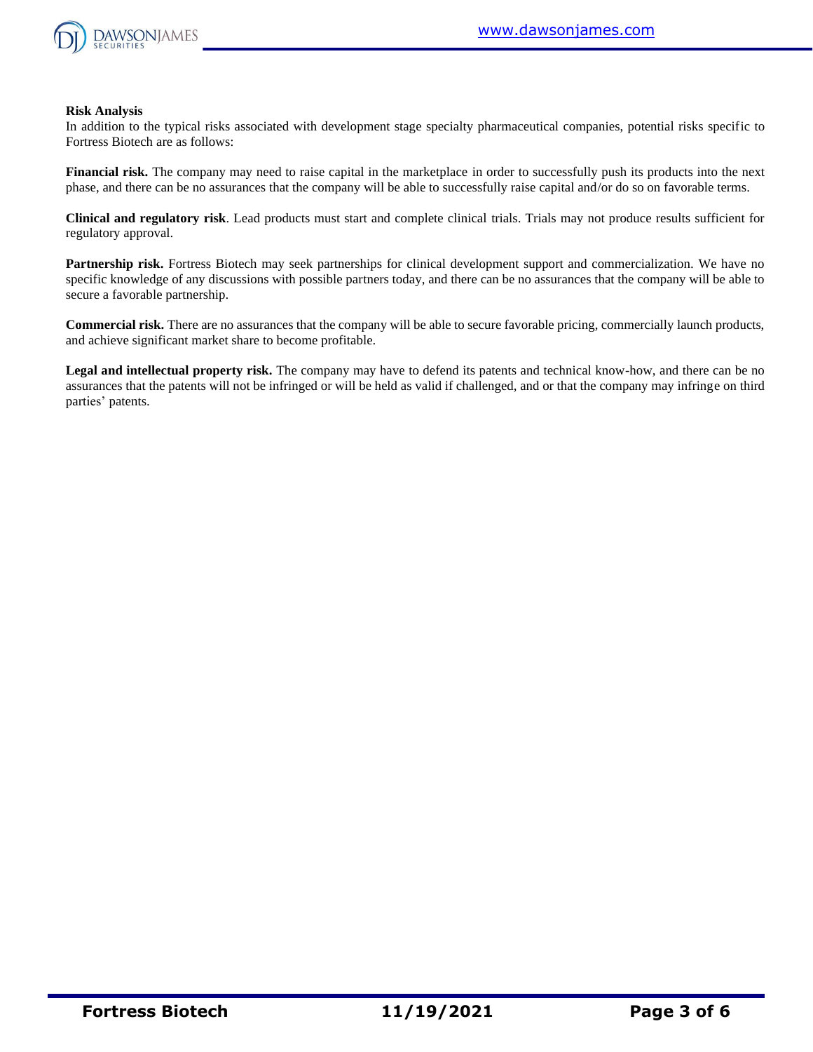**Risk Analysis**

In addition to the typical risks associated with development stage specialty pharmaceutical companies, potential risks specific to Fortress Biotech are as follows:

**Financial risk.** The company may need to raise capital in the marketplace in order to successfully push its products into the next phase, and there can be no assurances that the company will be able to successfully raise capital and/or do so on favorable terms.

**Clinical and regulatory risk**. Lead products must start and complete clinical trials. Trials may not produce results sufficient for regulatory approval.

**Partnership risk.** Fortress Biotech may seek partnerships for clinical development support and commercialization. We have no specific knowledge of any discussions with possible partners today, and there can be no assurances that the company will be able to secure a favorable partnership.

**Commercial risk.** There are no assurances that the company will be able to secure favorable pricing, commercially launch products, and achieve significant market share to become profitable.

**Legal and intellectual property risk.** The company may have to defend its patents and technical know-how, and there can be no assurances that the patents will not be infringed or will be held as valid if challenged, and or that the company may infringe on third parties' patents.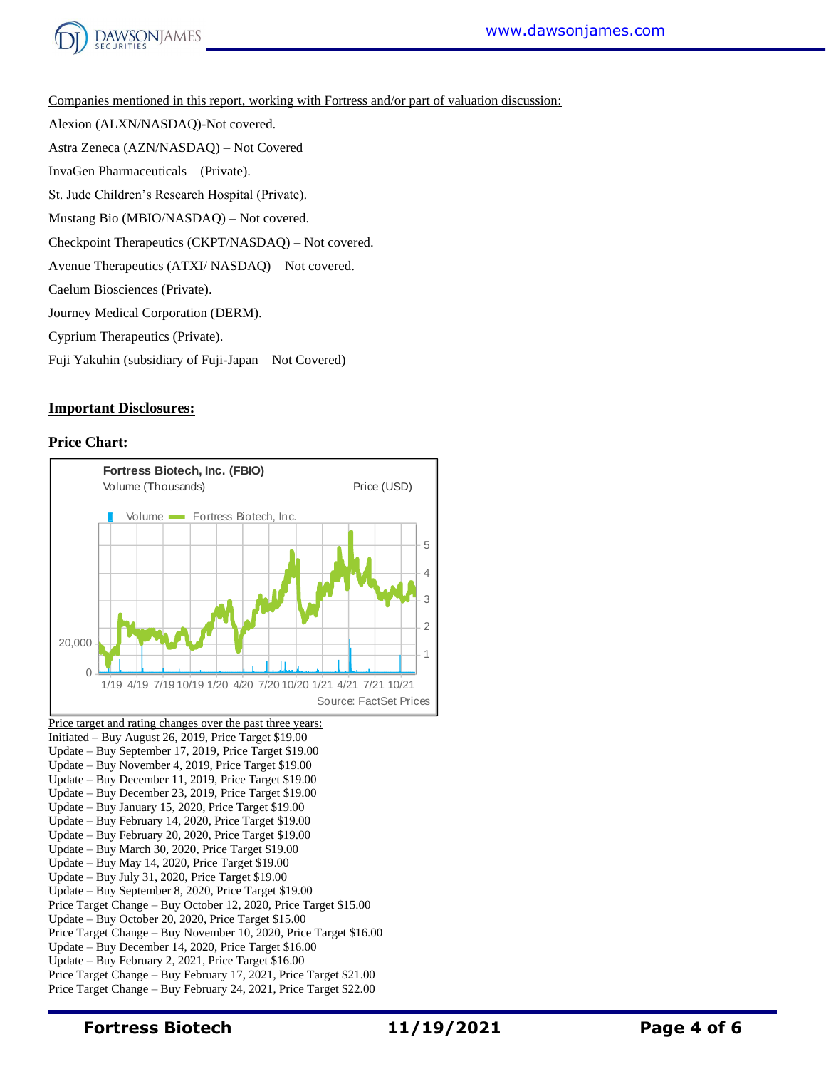Companies mentioned in this report, working with Fortress and/or part of valuation discussion:

Alexion (ALXN/NASDAQ)-Not covered.

Astra Zeneca (AZN/NASDAQ) – Not Covered

InvaGen Pharmaceuticals – (Private).

St. Jude Children's Research Hospital (Private).

Mustang Bio (MBIO/NASDAQ) – Not covered.

Checkpoint Therapeutics (CKPT/NASDAQ) – Not covered.

Avenue Therapeutics (ATXI/ NASDAQ) – Not covered.

Caelum Biosciences (Private).

Journey Medical Corporation (DERM).

Cyprium Therapeutics (Private).

Fuji Yakuhin (subsidiary of Fuji-Japan – Not Covered)

## Important Disclosures:

### Price Chart:

Fortress Biotech, Inc. (FBIO)

Volume (Thousands) Price (USD)

Volume Fortress Biotech, Inc.

Source: FactSet Prices

Price target and rating changes over the past three years:

Initiated – Buy August 26, 2019, Price Target $19.00
Update – Buy September 17, 2019, Price Target $19.00
Update – Buy November 4, 2019, Price Target $19.00
Update – Buy December 11, 2019, Price Target $19.00
Update – Buy December 23, 2019, Price Target $19.00
Update – Buy January 15, 2020, Price Target $19.00
Update – Buy February 14, 2020, Price Target $19.00
Update – Buy February 20, 2020, Price Target $19.00
Update – Buy March 30, 2020, Price Target $19.00
Update – Buy May 14, 2020, Price Target $19.00
Update – Buy July 31, 2020, Price Target $19.00
Update – Buy September 8, 2020, Price Target $19.00
Price Target Change – Buy October 12, 2020, Price Target $15.00
Update – Buy October 20, 2020, Price Target $15.00
Price Target Change – Buy November 10, 2020, Price Target $16.00
Update – Buy December 14, 2020, Price Target $16.00
Update – Buy February 2, 2021, Price Target $16.00
Price Target Change – Buy February 17, 2021, Price Target $21.00
Price Target Change – Buy February 24, 2021, Price Target $22.00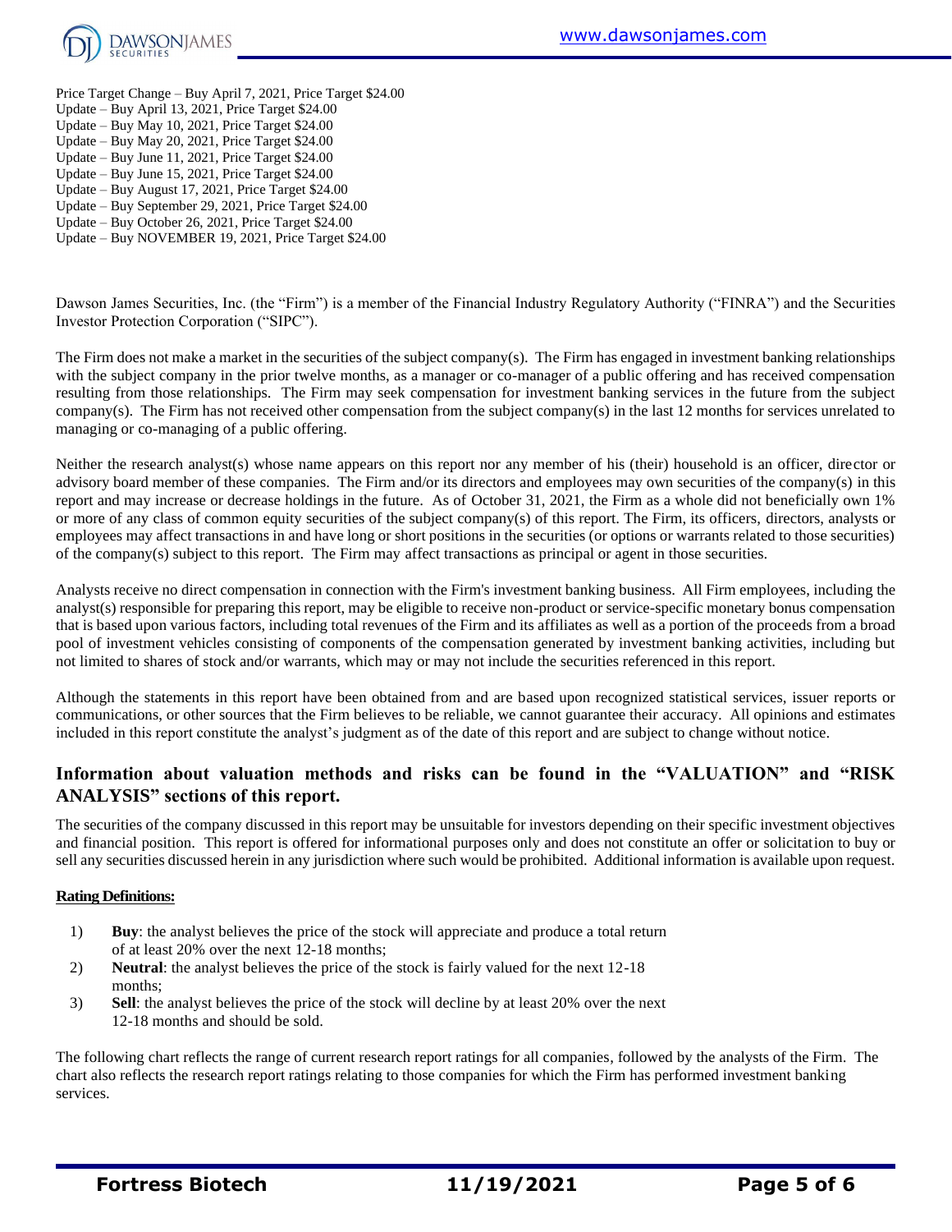Price Target Change – Buy April 7, 2021, Price Target $24.00
Update – Buy April 13, 2021, Price Target $24.00
Update – Buy May 10, 2021, Price Target $24.00
Update – Buy May 20, 2021, Price Target $24.00
Update – Buy June 11, 2021, Price Target $24.00
Update – Buy June 15, 2021, Price Target $24.00
Update – Buy August 17, 2021, Price Target $24.00
Update – Buy September 29, 2021, Price Target $24.00
Update – Buy October 26, 2021, Price Target $24.00
Update – Buy NOVEMBER 19, 2021, Price Target $24.00

Dawson James Securities, Inc. (the "Firm") is a member of the Financial Industry Regulatory Authority ("FINRA") and the Securities Investor Protection Corporation ("SIPC").

The Firm does not make a market in the securities of the subject company(s). The Firm has engaged in investment banking relationships with the subject company in the prior twelve months, as a manager or co-manager of a public offering and has received compensation resulting from those relationships. The Firm may seek compensation for investment banking services in the future from the subject company(s). The Firm has not received other compensation from the subject company(s) in the last 12 months for services unrelated to managing or co-managing of a public offering.

Neither the research analyst(s) whose name appears on this report nor any member of his (their) household is an officer, director or advisory board member of these companies. The Firm and/or its directors and employees may own securities of the company(s) in this report and may increase or decrease holdings in the future. As of October 31, 2021, the Firm as a whole did not beneficially own 1% or more of any class of common equity securities of the subject company(s) of this report. The Firm, its officers, directors, analysts or employees may affect transactions in and have long or short positions in the securities (or options or warrants related to those securities) of the company(s) subject to this report. The Firm may affect transactions as principal or agent in those securities.

Analysts receive no direct compensation in connection with the Firm's investment banking business. All Firm employees, including the analyst(s) responsible for preparing this report, may be eligible to receive non-product or service-specific monetary bonus compensation that is based upon various factors, including total revenues of the Firm and its affiliates as well as a portion of the proceeds from a broad pool of investment vehicles consisting of components of the compensation generated by investment banking activities, including but not limited to shares of stock and/or warrants, which may or may not include the securities referenced in this report.

Although the statements in this report have been obtained from and are based upon recognized statistical services, issuer reports or communications, or other sources that the Firm believes to be reliable, we cannot guarantee their accuracy. All opinions and estimates included in this report constitute the analyst's judgment as of the date of this report and are subject to change without notice.

## Information about valuation methods and risks can be found in the "VALUATION" and "RISK ANALYSIS" sections of this report.

The securities of the company discussed in this report may be unsuitable for investors depending on their specific investment objectives and financial position. This report is offered for informational purposes only and does not constitute an offer or solicitation to buy or sell any securities discussed herein in any jurisdiction where such would be prohibited. Additional information is available upon request.

**Rating Definitions:**

1) **Buy**: the analyst believes the price of the stock will appreciate and produce a total return of at least 20% over the next 12-18 months;
2) **Neutral**: the analyst believes the price of the stock is fairly valued for the next 12-18 months;
3) **Sell**: the analyst believes the price of the stock will decline by at least 20% over the next 12-18 months and should be sold.

The following chart reflects the range of current research report ratings for all companies, followed by the analysts of the Firm. The chart also reflects the research report ratings relating to those companies for which the Firm has performed investment banking services.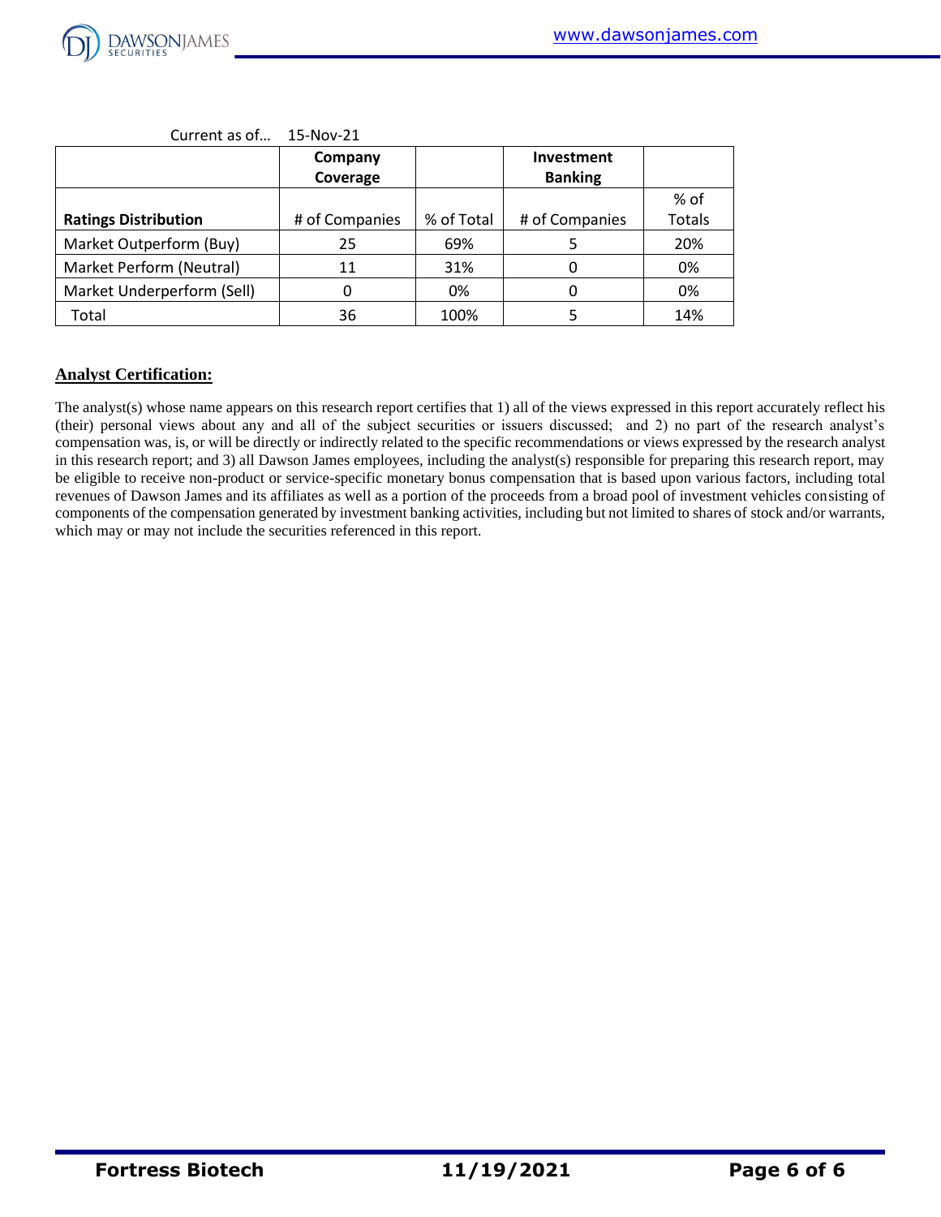Current as of… 15-Nov-21

| | Company Coverage | | Investment Banking | |
|---|---|---|---|---|
| **Ratings Distribution** | # of Companies | % of Total | # of Companies | % of Totals |
| Market Outperform (Buy) | 25 | 69% | 5 | 20% |
| Market Perform (Neutral) | 11 | 31% | 0 | 0% |
| Market Underperform (Sell) | 0 | 0% | 0 | 0% |
| Total | 36 | 100% | 5 | 14% |

**Analyst Certification:**

The analyst(s) whose name appears on this research report certifies that 1) all of the views expressed in this report accurately reflect his (their) personal views about any and all of the subject securities or issuers discussed; and 2) no part of the research analyst's compensation was, is, or will be directly or indirectly related to the specific recommendations or views expressed by the research analyst in this research report; and 3) all Dawson James employees, including the analyst(s) responsible for preparing this research report, may be eligible to receive non-product or service-specific monetary bonus compensation that is based upon various factors, including total revenues of Dawson James and its affiliates as well as a portion of the proceeds from a broad pool of investment vehicles consisting of components of the compensation generated by investment banking activities, including but not limited to shares of stock and/or warrants, which may or may not include the securities referenced in this report.